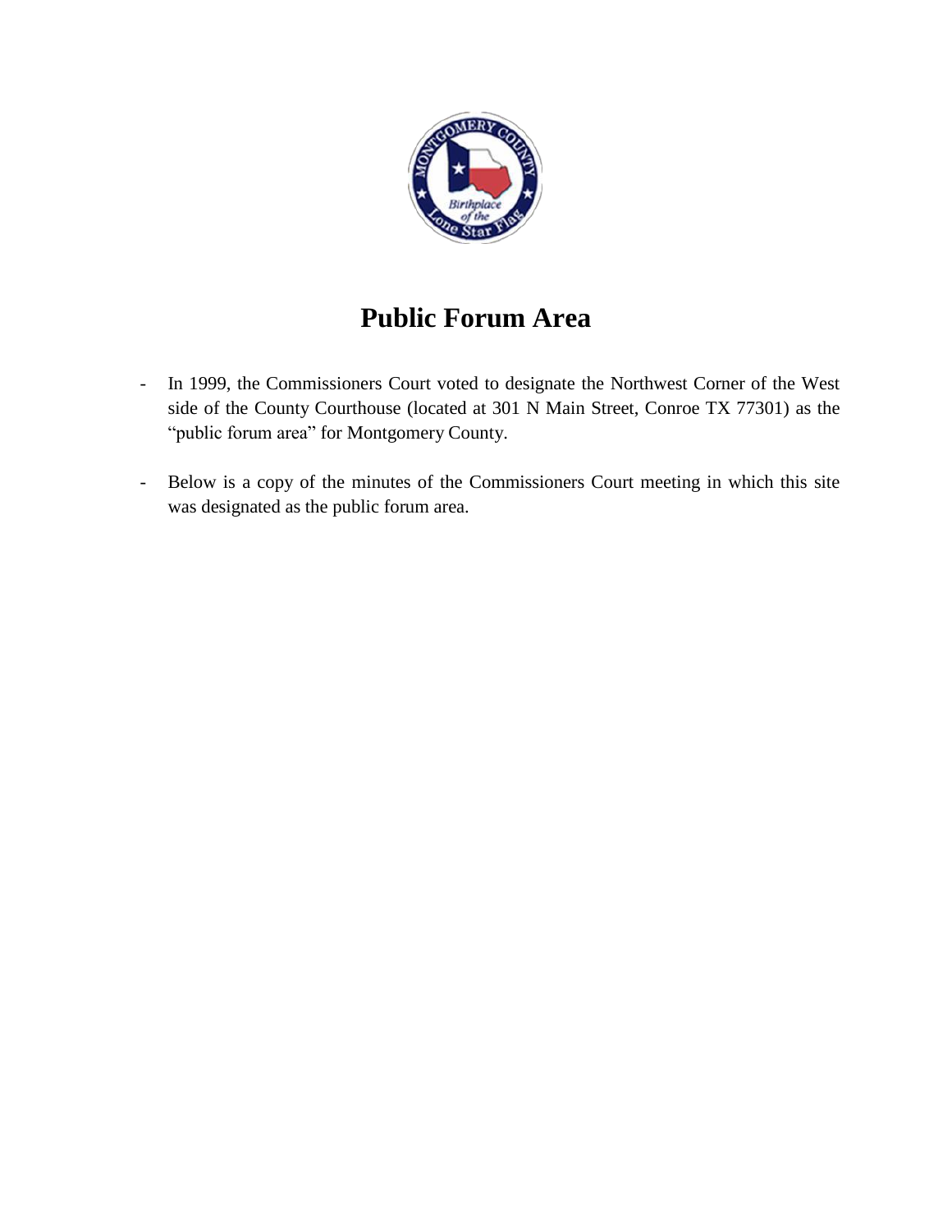# Public Forum Area

- In 1999, the Commissioners Court voted to designate the Northwest Corner of the West side of the County Courthouse (located at 301 N Main Street, Conroe TX 77301) as the "public forum area" for Montgomery County.

- Below is a copy of the minutes of the Commissioners Court meeting in which this site was designated as the public forum area.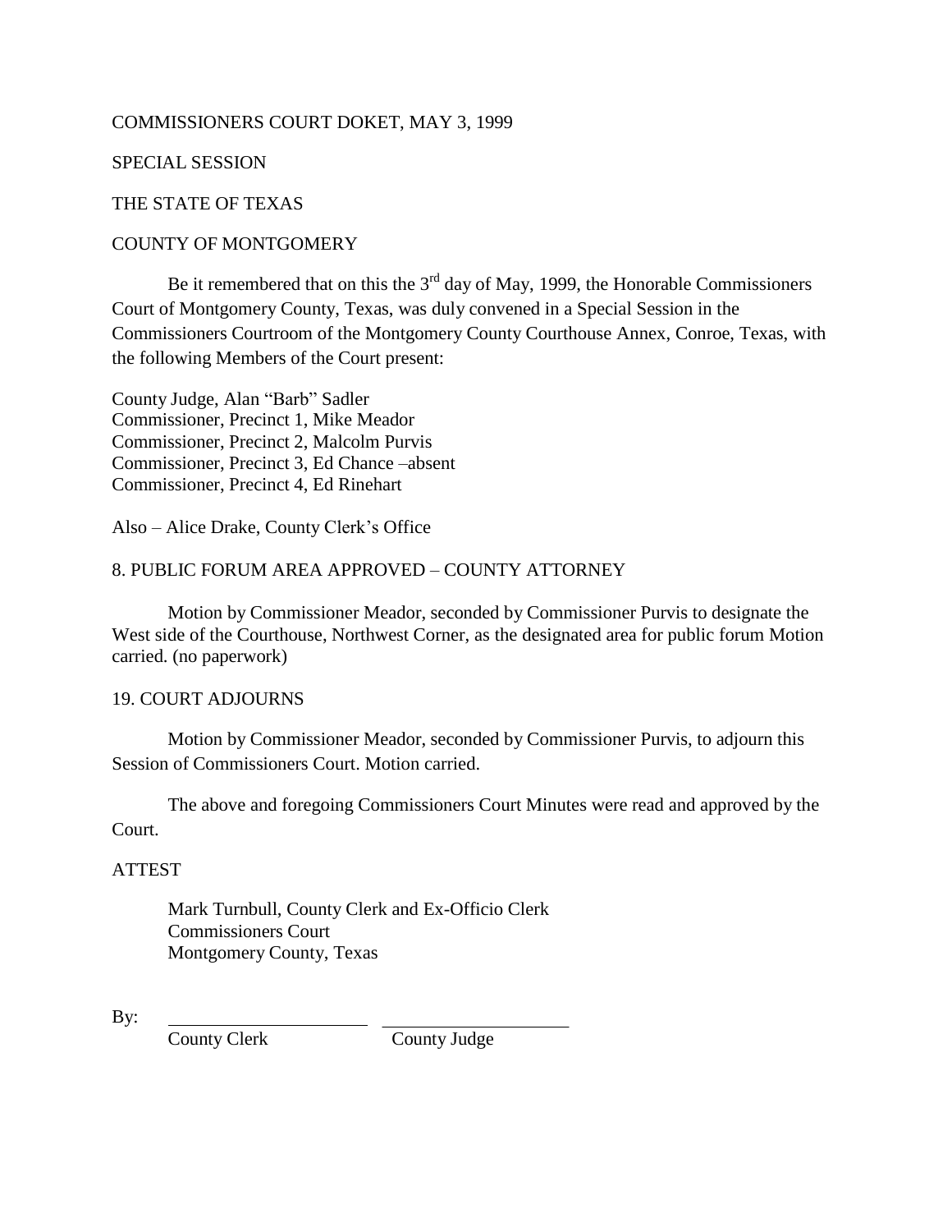COMMISSIONERS COURT DOKET, MAY 3, 1999

SPECIAL SESSION

THE STATE OF TEXAS

COUNTY OF MONTGOMERY

Be it remembered that on this the 3rd day of May, 1999, the Honorable Commissioners Court of Montgomery County, Texas, was duly convened in a Special Session in the Commissioners Courtroom of the Montgomery County Courthouse Annex, Conroe, Texas, with the following Members of the Court present:

County Judge, Alan "Barb" Sadler
Commissioner, Precinct 1, Mike Meador
Commissioner, Precinct 2, Malcolm Purvis
Commissioner, Precinct 3, Ed Chance –absent
Commissioner, Precinct 4, Ed Rinehart

Also – Alice Drake, County Clerk's Office

8. PUBLIC FORUM AREA APPROVED – COUNTY ATTORNEY

Motion by Commissioner Meador, seconded by Commissioner Purvis to designate the West side of the Courthouse, Northwest Corner, as the designated area for public forum Motion carried. (no paperwork)

19. COURT ADJOURNS

Motion by Commissioner Meador, seconded by Commissioner Purvis, to adjourn this Session of Commissioners Court. Motion carried.

The above and foregoing Commissioners Court Minutes were read and approved by the Court.

ATTEST

Mark Turnbull, County Clerk and Ex-Officio Clerk
Commissioners Court
Montgomery County, Texas

By: ______________________ ______________________

County Clerk County Judge